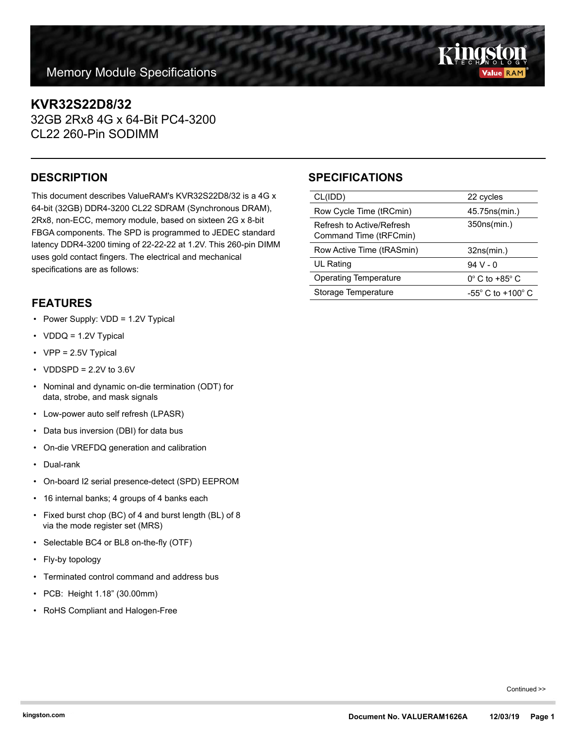Memory Module Specifications

# KVR32S22D8/32

32GB 2Rx8 4G x 64-Bit PC4-3200
CL22 260-Pin SODIMM

## DESCRIPTION

This document describes ValueRAM's KVR32S22D8/32 is a 4G x 64-bit (32GB) DDR4-3200 CL22 SDRAM (Synchronous DRAM), 2Rx8, non-ECC, memory module, based on sixteen 2G x 8-bit FBGA components. The SPD is programmed to JEDEC standard latency DDR4-3200 timing of 22-22-22 at 1.2V. This 260-pin DIMM uses gold contact fingers. The electrical and mechanical specifications are as follows:

## FEATURES

- Power Supply: VDD = 1.2V Typical
- VDDQ = 1.2V Typical
- VPP = 2.5V Typical
- VDDSPD = 2.2V to 3.6V
- Nominal and dynamic on-die termination (ODT) for data, strobe, and mask signals
- Low-power auto self refresh (LPASR)
- Data bus inversion (DBI) for data bus
- On-die VREFDQ generation and calibration
- Dual-rank
- On-board I2 serial presence-detect (SPD) EEPROM
- 16 internal banks; 4 groups of 4 banks each
- Fixed burst chop (BC) of 4 and burst length (BL) of 8 via the mode register set (MRS)
- Selectable BC4 or BL8 on-the-fly (OTF)
- Fly-by topology
- Terminated control command and address bus
- PCB: Height 1.18” (30.00mm)
- RoHS Compliant and Halogen-Free

## SPECIFICATIONS

| | |
|---|---|
| CL(IDD) | 22 cycles |
| Row Cycle Time (tRCmin) | 45.75ns(min.) |
| Refresh to Active/Refresh Command Time (tRFCmin) | 350ns(min.) |
| Row Active Time (tRASmin) | 32ns(min.) |
| UL Rating | 94 V - 0 |
| Operating Temperature | 0° C to +85° C |
| Storage Temperature | -55° C to +100° C |

Continued >>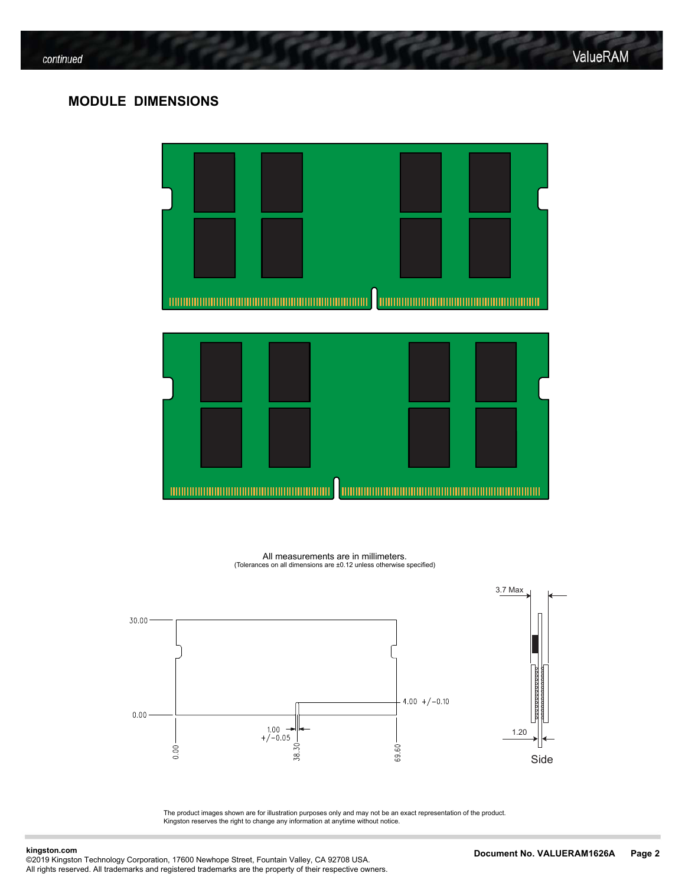## MODULE DIMENSIONS

All measurements are in millimeters.
(Tolerances on all dimensions are ±0.12 unless otherwise specified)

30.00
0.00
4.00 +/−0.10
1.00
+/−0.05
0.00
38.30
69.60

3.7 Max
1.20
Side

The product images shown are for illustration purposes only and may not be an exact representation of the product.
Kingston reserves the right to change any information at anytime without notice.

**kingston.com**
©2019 Kingston Technology Corporation, 17600 Newhope Street, Fountain Valley, CA 92708 USA.
All rights reserved. All trademarks and registered trademarks are the property of their respective owners.

**Document No. VALUERAM1626A**